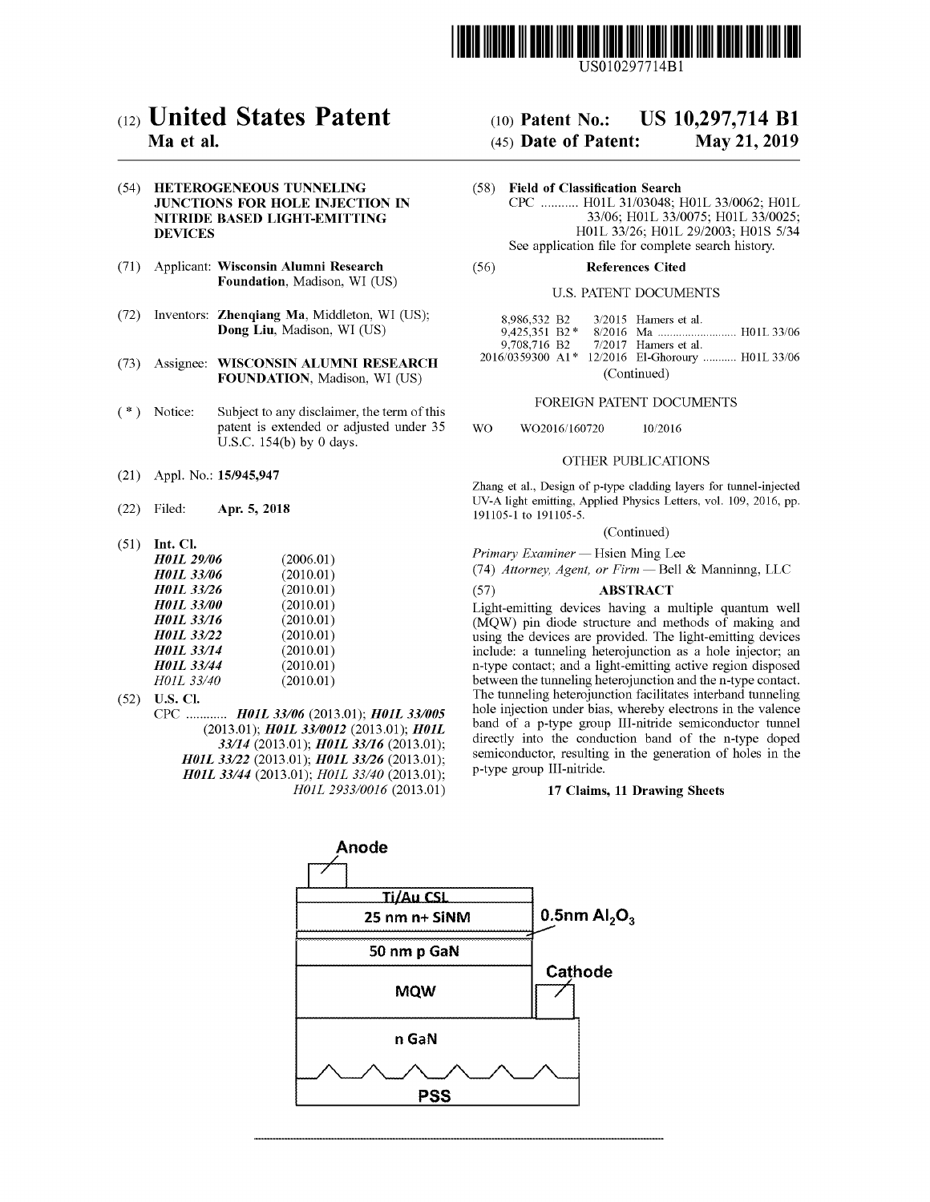US010297714B1

# (12) United States Patent
**Ma et al.**

(10) **Patent No.: US 10,297,714 B1**

(45) **Date of Patent: May 21, 2019**

(54) **HETEROGENEOUS TUNNELING JUNCTIONS FOR HOLE INJECTION IN NITRIDE BASED LIGHT-EMITTING DEVICES**

(71) Applicant: **Wisconsin Alumni Research Foundation**, Madison, WI (US)

(72) Inventors: **Zhenqiang Ma**, Middleton, WI (US); **Dong Liu**, Madison, WI (US)

(73) Assignee: **WISCONSIN ALUMNI RESEARCH FOUNDATION**, Madison, WI (US)

( * ) Notice: Subject to any disclaimer, the term of this patent is extended or adjusted under 35 U.S.C. 154(b) by 0 days.

(21) Appl. No.: **15/945,947**

(22) Filed: **Apr. 5, 2018**

(51) **Int. Cl.**

| | |
|---|---|
| ***H01L 29/06*** | (2006.01) |
| ***H01L 33/06*** | (2010.01) |
| ***H01L 33/26*** | (2010.01) |
| ***H01L 33/00*** | (2010.01) |
| ***H01L 33/16*** | (2010.01) |
| ***H01L 33/22*** | (2010.01) |
| ***H01L 33/14*** | (2010.01) |
| ***H01L 33/44*** | (2010.01) |
| *H01L 33/40* | (2010.01) |

(52) **U.S. Cl.**

CPC ............ ***H01L 33/06*** (2013.01); ***H01L 33/005*** (2013.01); ***H01L 33/0012*** (2013.01); ***H01L 33/14*** (2013.01); ***H01L 33/16*** (2013.01); ***H01L 33/22*** (2013.01); ***H01L 33/26*** (2013.01); ***H01L 33/44*** (2013.01); *H01L 33/40* (2013.01); *H01L 2933/0016* (2013.01)

(58) **Field of Classification Search**

CPC ........... H01L 31/03048; H01L 33/0062; H01L 33/06; H01L 33/0075; H01L 33/0025; H01L 33/26; H01L 29/2003; H01S 5/34

See application file for complete search history.

(56) **References Cited**

U.S. PATENT DOCUMENTS

| | | | |
|---|---|---|---|
| 8,986,532 B2 | 3/2015 | Hamers et al. | |
| 9,425,351 B2 * | 8/2016 | Ma | H01L 33/06 |
| 9,708,716 B2 | 7/2017 | Hamers et al. | |
| 2016/0359300 A1 * | 12/2016 | El-Ghoroury | H01L 33/06 |

(Continued)

FOREIGN PATENT DOCUMENTS

WO WO2016/160720 10/2016

OTHER PUBLICATIONS

Zhang et al., Design of p-type cladding layers for tunnel-injected UV-A light emitting, Applied Physics Letters, vol. 109, 2016, pp. 191105-1 to 191105-5.

(Continued)

*Primary Examiner* — Hsien Ming Lee

(74) *Attorney, Agent, or Firm* — Bell & Manninng, LLC

(57) **ABSTRACT**

Light-emitting devices having a multiple quantum well (MQW) pin diode structure and methods of making and using the devices are provided. The light-emitting devices include: a tunneling heterojunction as a hole injector; an n-type contact; and a light-emitting active region disposed between the tunneling heterojunction and the n-type contact. The tunneling heterojunction facilitates interband tunneling hole injection under bias, whereby electrons in the valence band of a p-type group III-nitride semiconductor tunnel directly into the conduction band of the n-type doped semiconductor, resulting in the generation of holes in the p-type group III-nitride.

**17 Claims, 11 Drawing Sheets**

Anode | Ti/Au CSL | 25 nm n+ SiNM | 0.5nm $Al_2O_3$ | 50 nm p GaN | Cathode | MQW | n GaN | PSS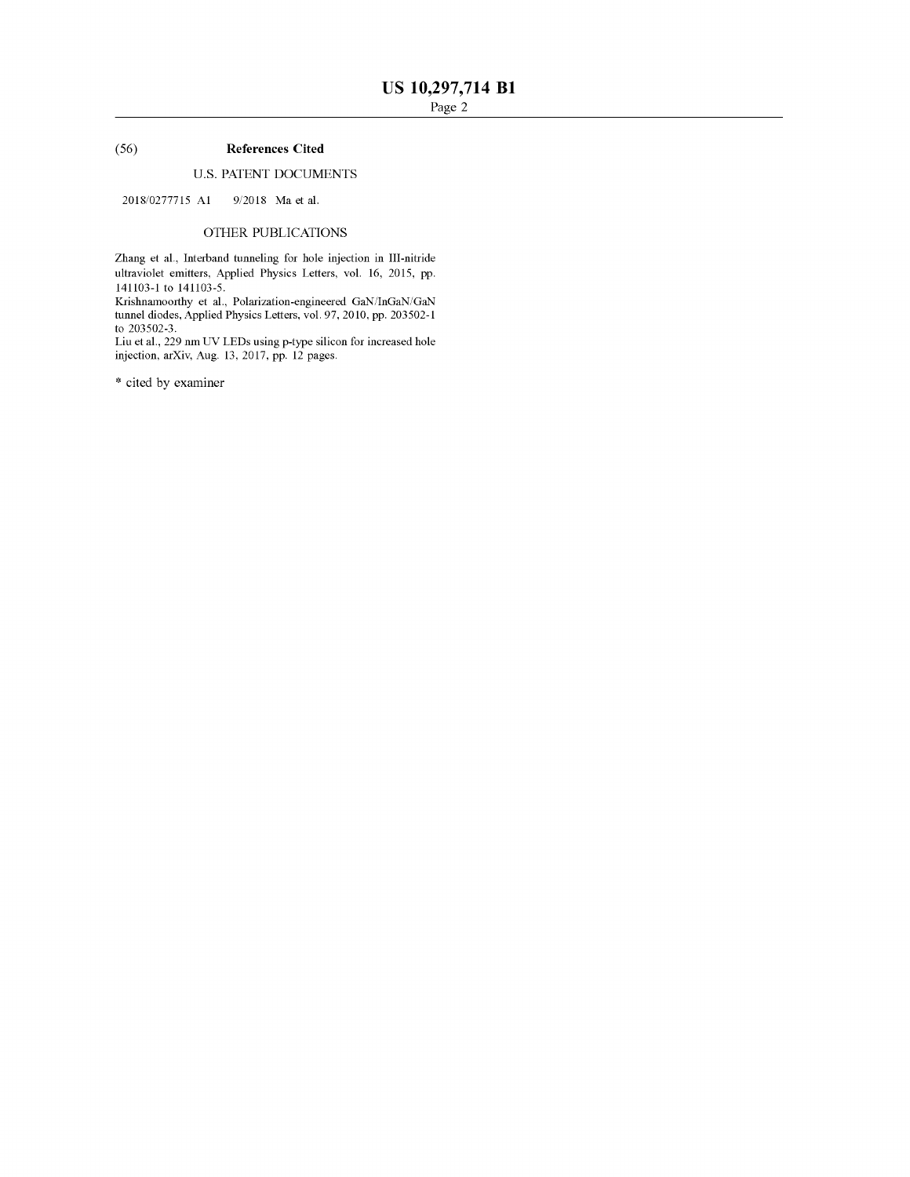(56) **References Cited**

U.S. PATENT DOCUMENTS

2018/0277715 A1 9/2018 Ma et al.

OTHER PUBLICATIONS

Zhang et al., Interband tunneling for hole injection in III-nitride ultraviolet emitters, Applied Physics Letters, vol. 16, 2015, pp. 141103-1 to 141103-5.

Krishnamoorthy et al., Polarization-engineered GaN/InGaN/GaN tunnel diodes, Applied Physics Letters, vol. 97, 2010, pp. 203502-1 to 203502-3.

Liu et al., 229 nm UV LEDs using p-type silicon for increased hole injection, arXiv, Aug. 13, 2017, pp. 12 pages.

* cited by examiner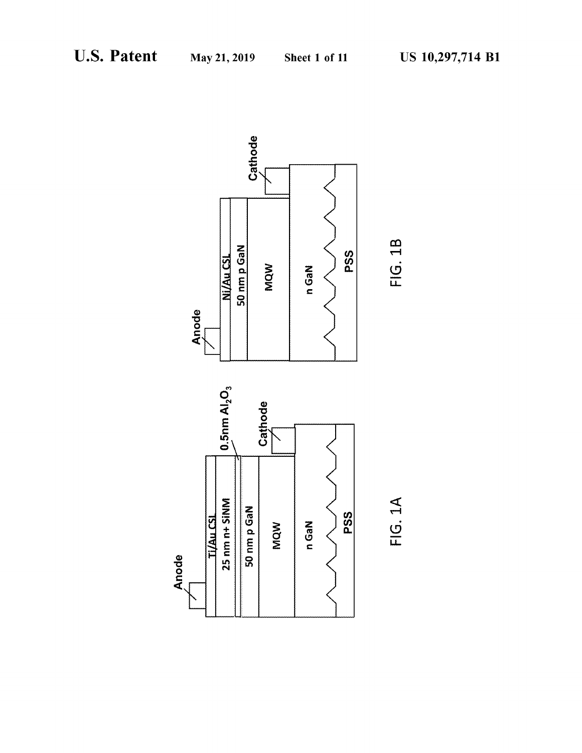FIG. 1A

FIG. 1B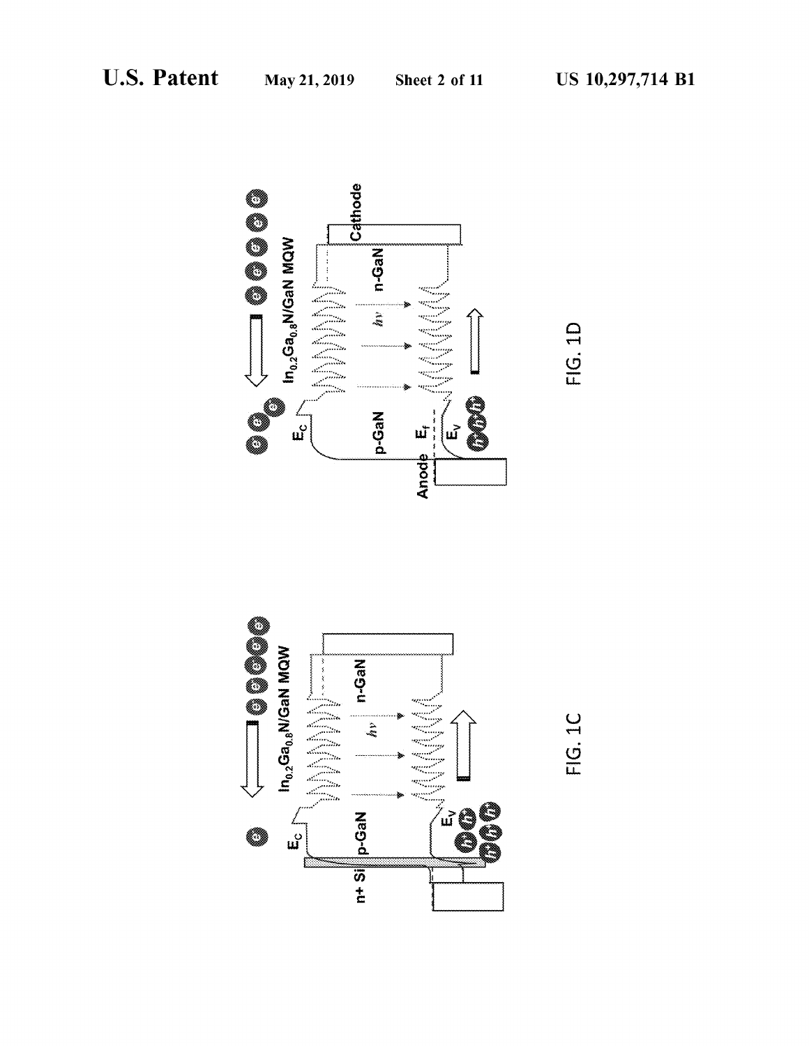FIG. 1C

FIG. 1D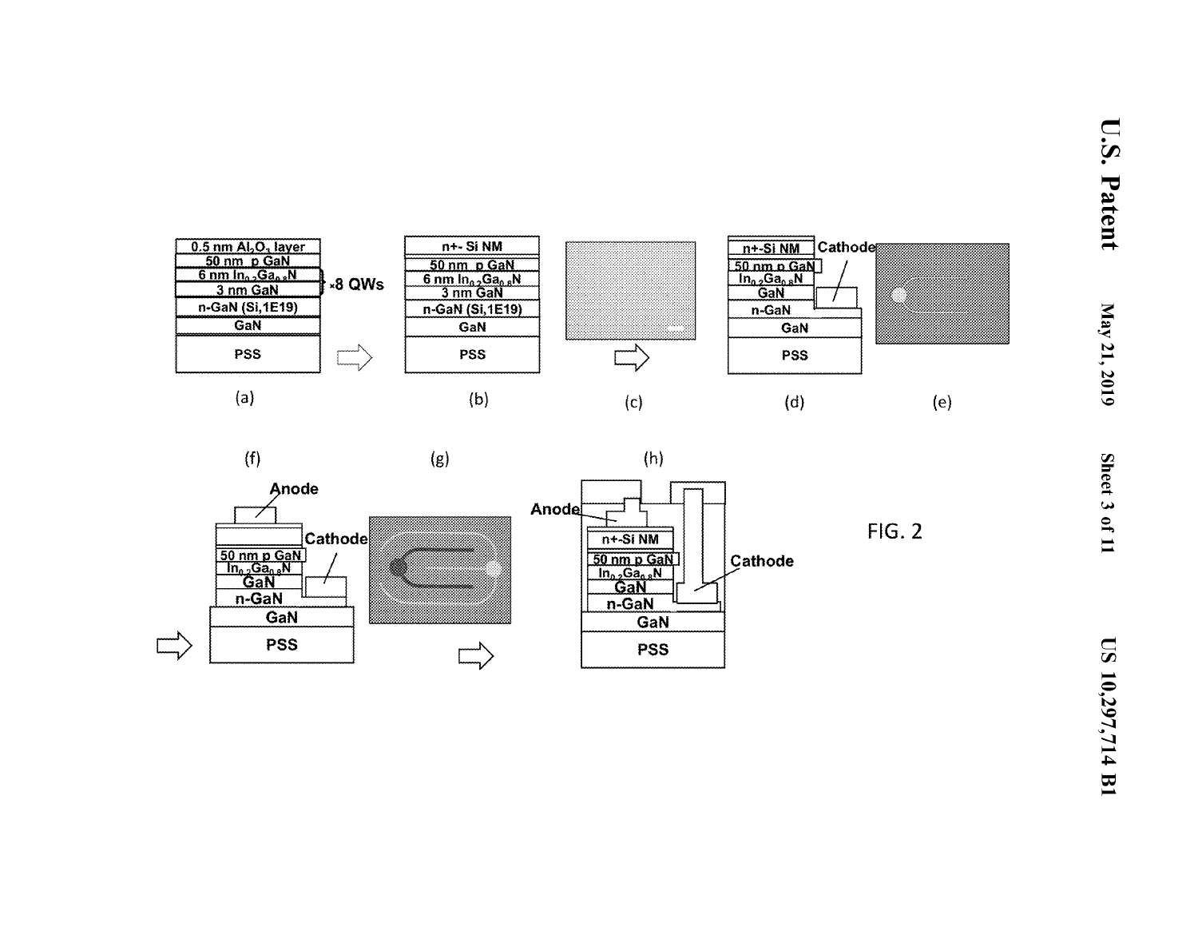0.5 nm $Al_2O_3$ layer
50 nm p GaN
6 nm $In_{0.2}Ga_{0.8}N$
3 nm GaN
×8 QWs
n-GaN (Si,1E19)
GaN
PSS

(a)

n+- Si NM
50 nm p GaN
6 nm $In_{0.2}Ga_{0.8}N$
3 nm GaN
n-GaN (Si,1E19)
GaN
PSS

(b)

(c)

n+-Si NM
50 nm p GaN
$In_{0.2}Ga_{0.8}N$
GaN
n-GaN
GaN
PSS
Cathode

(d)

(e)

(f)

Anode
50 nm p GaN
$In_{0.2}Ga_{0.8}N$
GaN
n-GaN
GaN
PSS
Cathode

(g)

(h)

Anode
n+-Si NM
50 nm p GaN
$In_{0.2}Ga_{0.8}N$
GaN
n-GaN
GaN
PSS
Cathode

FIG. 2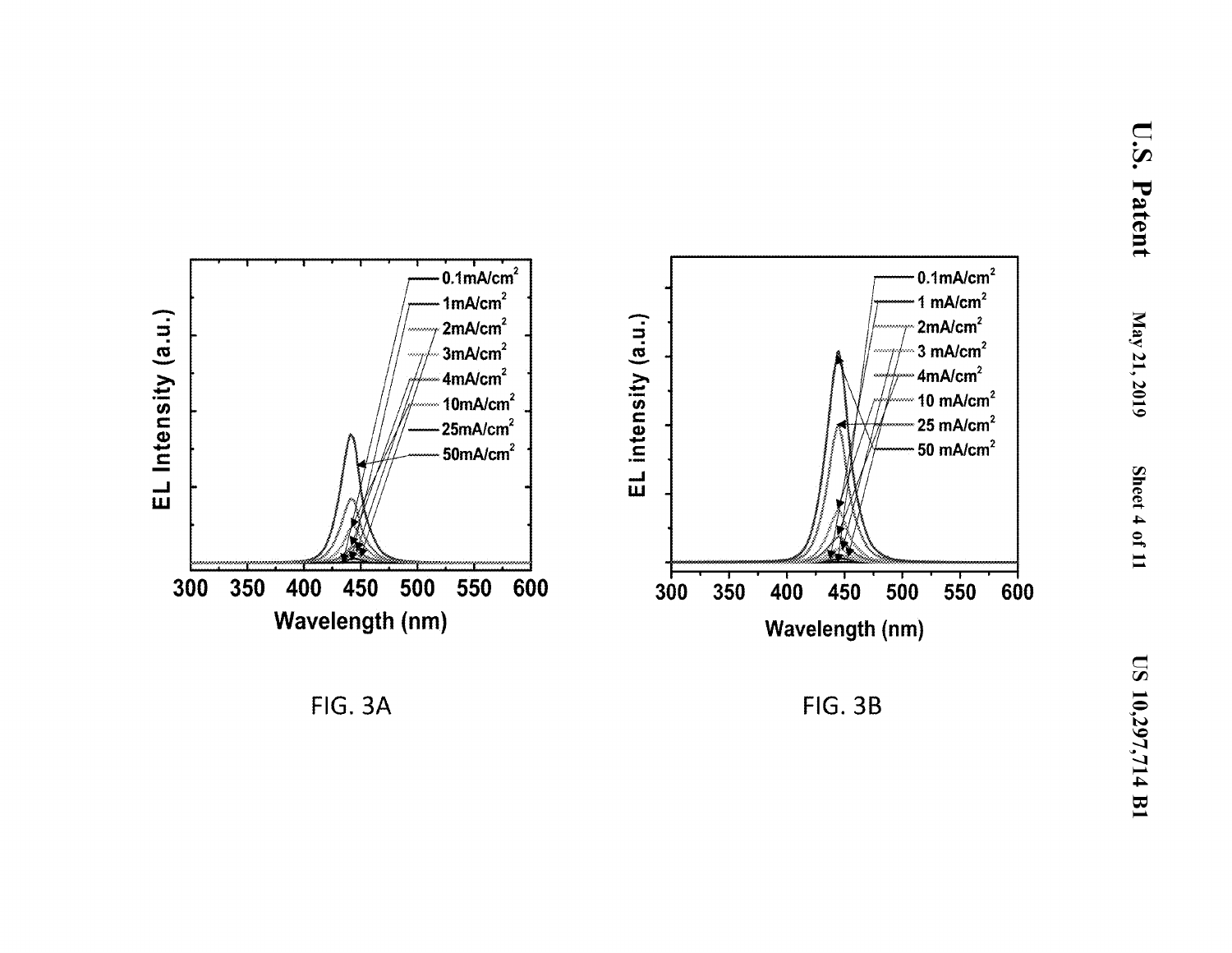FIG. 3A

FIG. 3B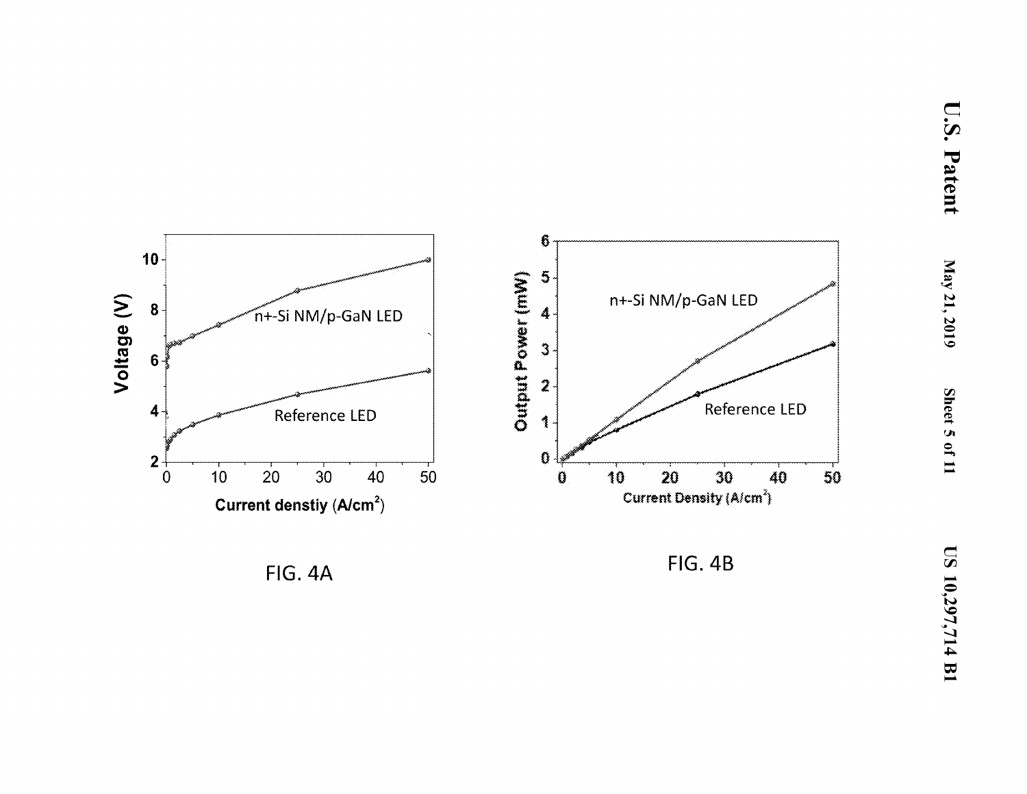FIG. 4A

FIG. 4B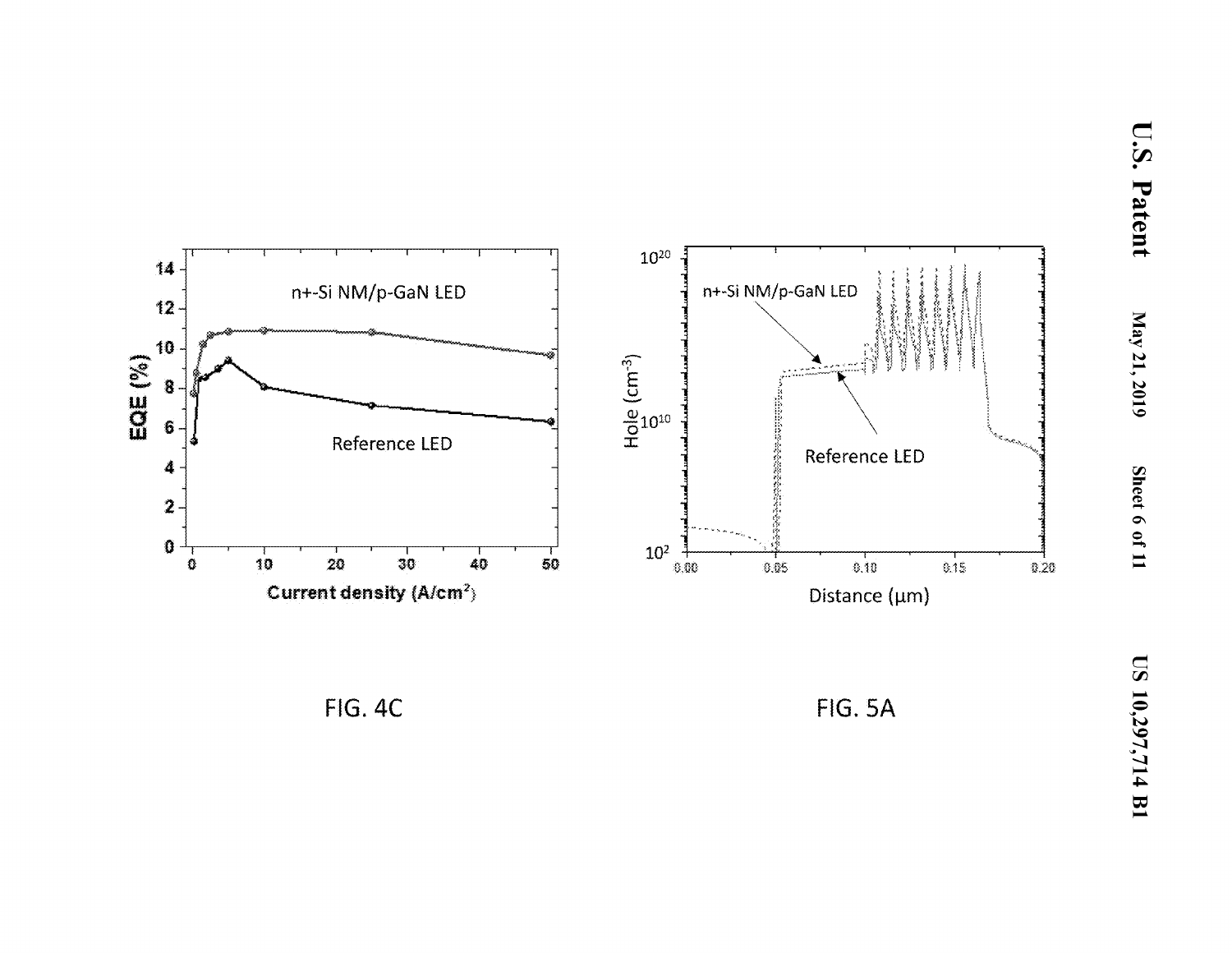FIG. 4C

FIG. 5A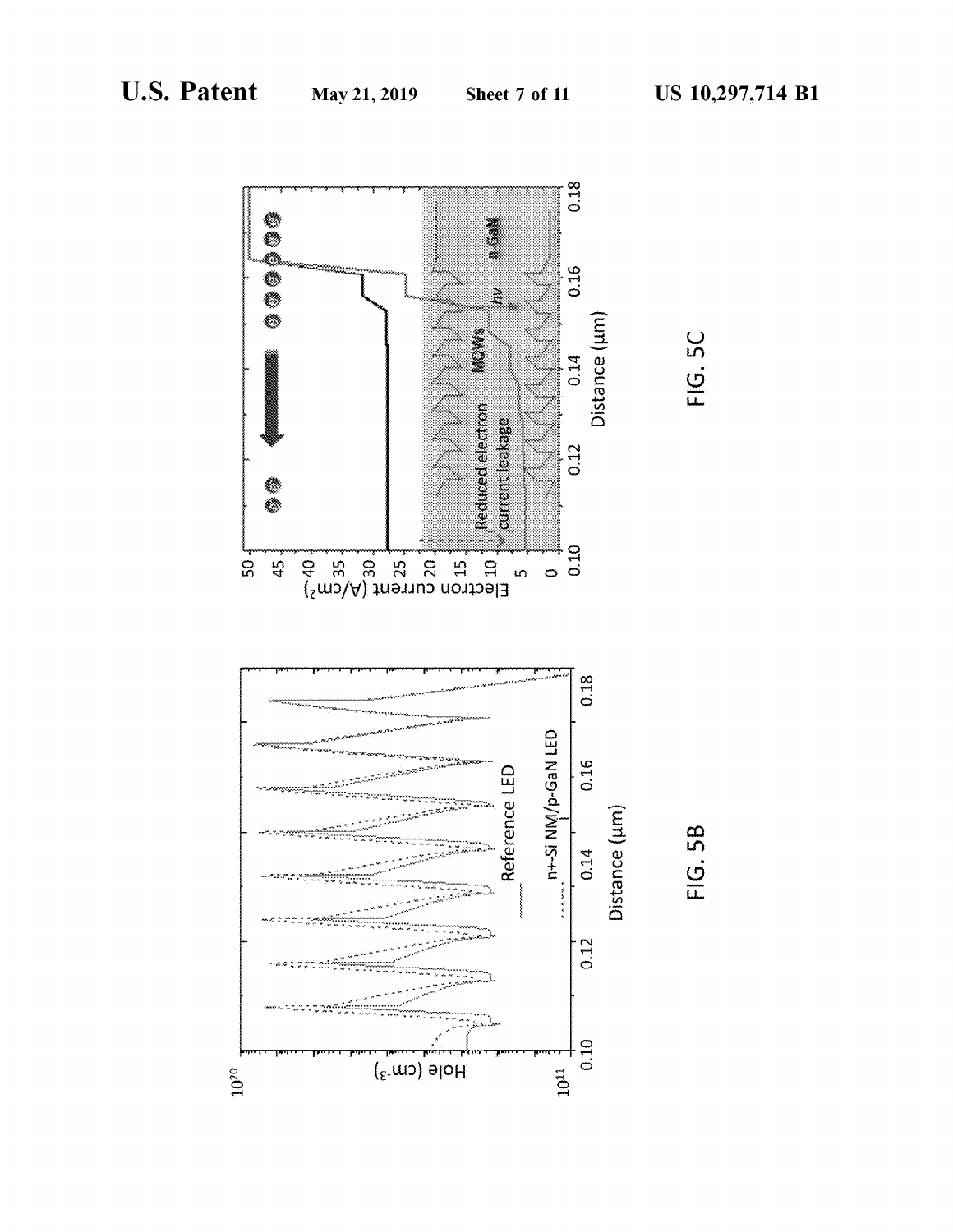FIG. 5B

FIG. 5C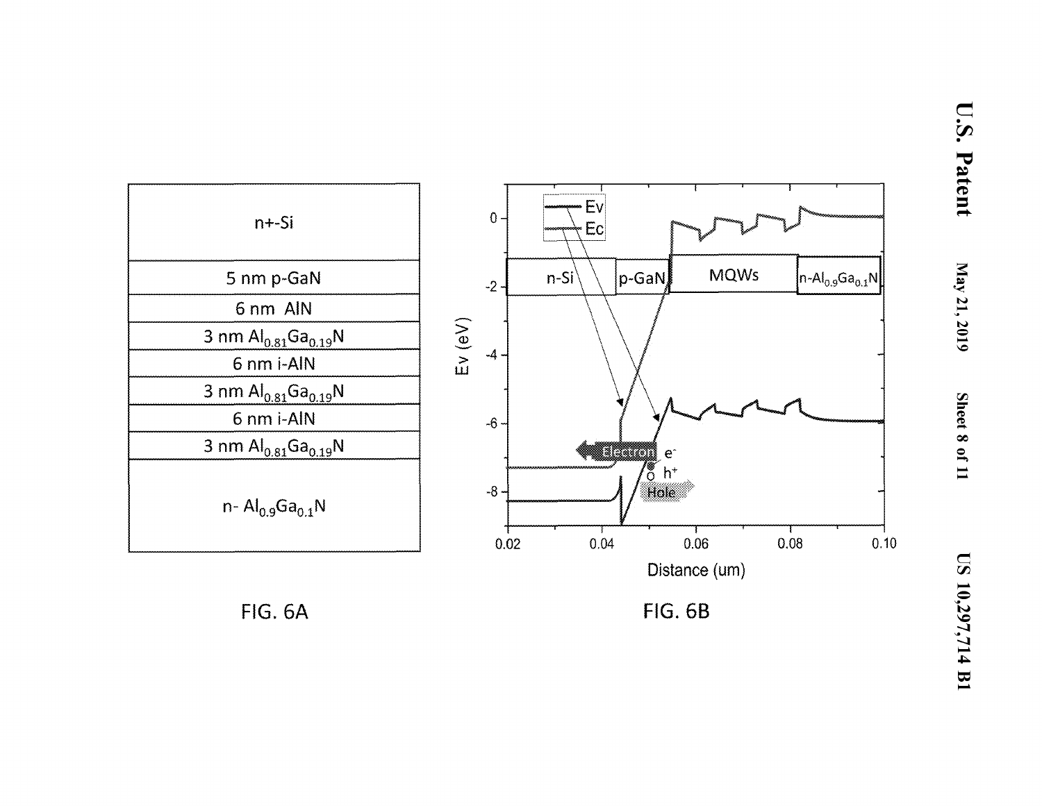n+-Si

5 nm p-GaN

6 nm AlN

3 nm $Al_{0.81}Ga_{0.19}N$

6 nm i-AlN

3 nm $Al_{0.81}Ga_{0.19}N$

6 nm i-AlN

3 nm $Al_{0.81}Ga_{0.19}N$

n- $Al_{0.9}Ga_{0.1}N$

FIG. 6A

Ev

Ec

n-Si | p-GaN | MQWs | n-$Al_{0.9}Ga_{0.1}N$

Electron $e^-$

$h^+$ Hole

Ev (eV)

Distance (um)

FIG. 6B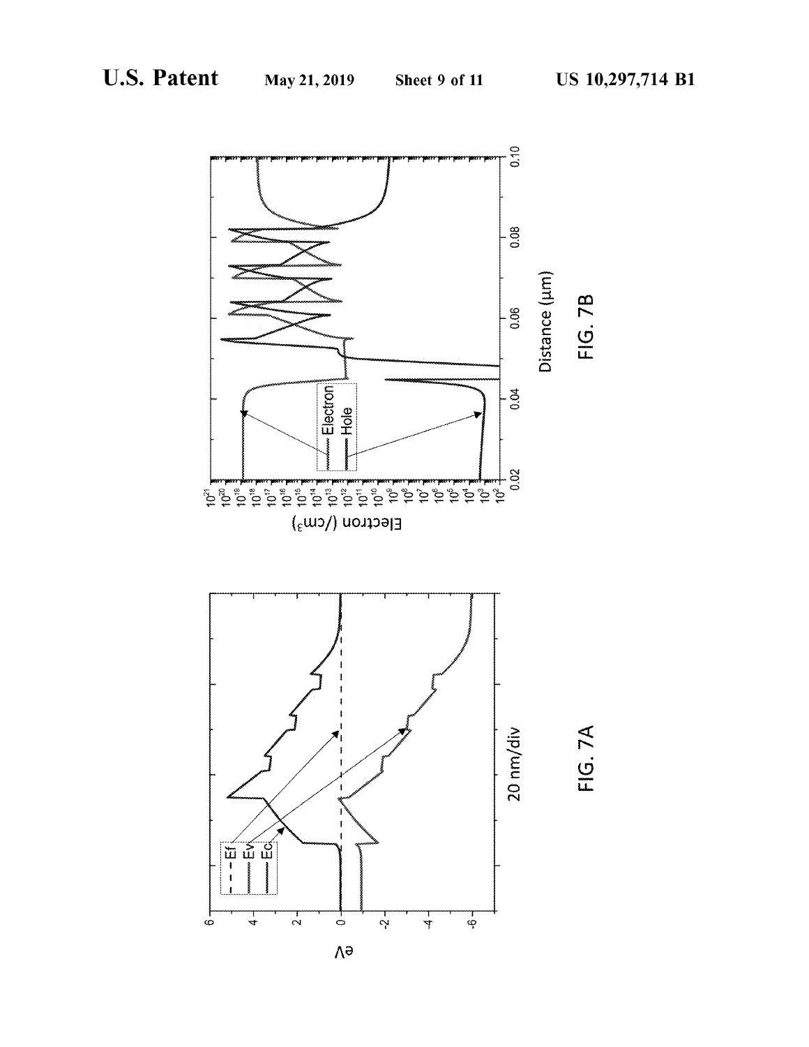FIG. 7A

FIG. 7B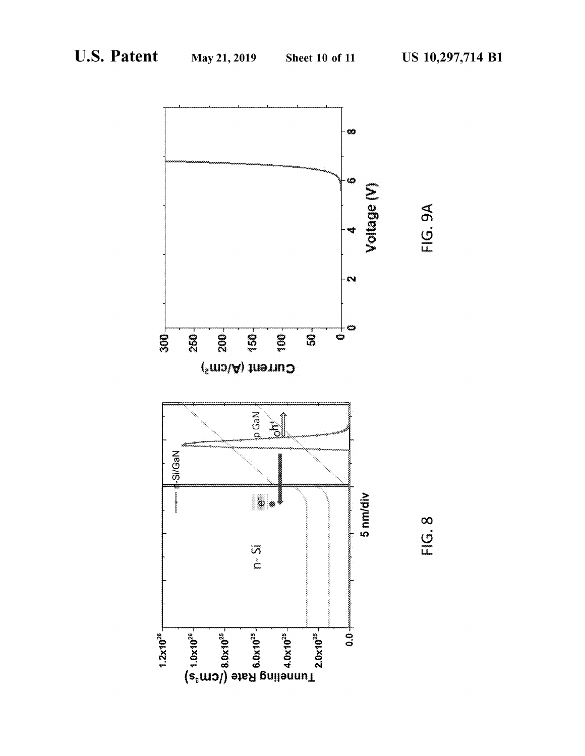FIG. 8

FIG. 9A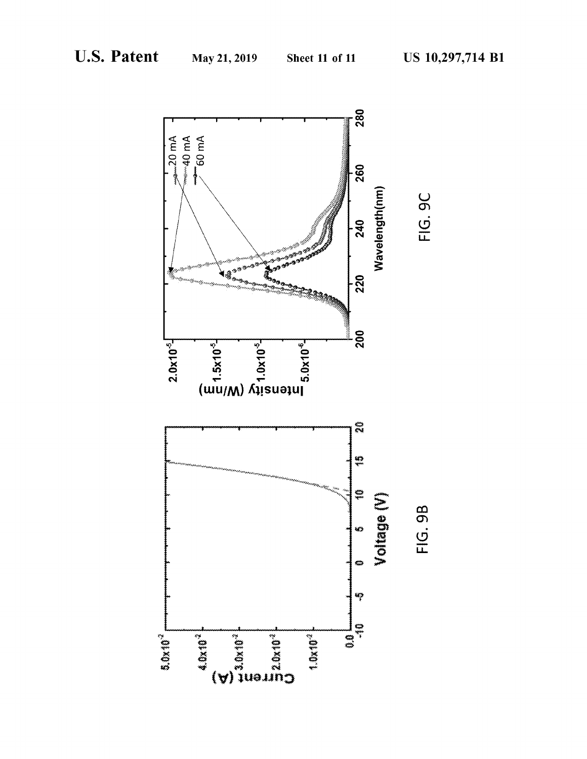FIG. 9B

FIG. 9C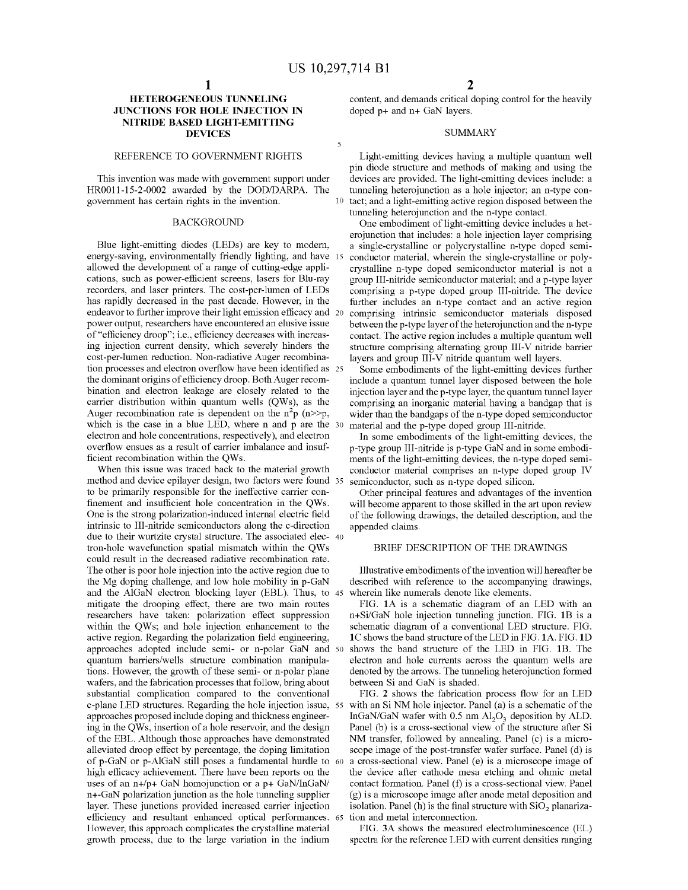# HETEROGENEOUS TUNNELING JUNCTIONS FOR HOLE INJECTION IN NITRIDE BASED LIGHT-EMITTING DEVICES

## REFERENCE TO GOVERNMENT RIGHTS

This invention was made with government support under HR0011-15-2-0002 awarded by the DOD/DARPA. The government has certain rights in the invention.

## BACKGROUND

Blue light-emitting diodes (LEDs) are key to modern, energy-saving, environmentally friendly lighting, and have allowed the development of a range of cutting-edge applications, such as power-efficient screens, lasers for Blu-ray recorders, and laser printers. The cost-per-lumen of LEDs has rapidly decreased in the past decade. However, in the endeavor to further improve their light emission efficacy and power output, researchers have encountered an elusive issue of "efficiency droop"; i.e., efficiency decreases with increasing injection current density, which severely hinders the cost-per-lumen reduction. Non-radiative Auger recombination processes and electron overflow have been identified as the dominant origins of efficiency droop. Both Auger recombination and electron leakage are closely related to the carrier distribution within quantum wells (QWs), as the Auger recombination rate is dependent on the $n^2p$ ($n>>p$, which is the case in a blue LED, where n and p are the electron and hole concentrations, respectively), and electron overflow ensues as a result of carrier imbalance and insufficient recombination within the QWs.

When this issue was traced back to the material growth method and device epilayer design, two factors were found to be primarily responsible for the ineffective carrier confinement and insufficient hole concentration in the QWs. One is the strong polarization-induced internal electric field intrinsic to III-nitride semiconductors along the c-direction due to their wurtzite crystal structure. The associated electron-hole wavefunction spatial mismatch within the QWs could result in the decreased radiative recombination rate. The other is poor hole injection into the active region due to the Mg doping challenge, and low hole mobility in p-GaN and the AlGaN electron blocking layer (EBL). Thus, to mitigate the drooping effect, there are two main routes researchers have taken: polarization effect suppression within the QWs; and hole injection enhancement to the active region. Regarding the polarization field engineering, approaches adopted include semi- or n-polar GaN and quantum barriers/wells structure combination manipulations. However, the growth of these semi- or n-polar plane wafers, and the fabrication processes that follow, bring about substantial complication compared to the conventional c-plane LED structures. Regarding the hole injection issue, approaches proposed include doping and thickness engineering in the QWs, insertion of a hole reservoir, and the design of the EBL. Although those approaches have demonstrated alleviated droop effect by percentage, the doping limitation of p-GaN or p-AlGaN still poses a fundamental hurdle to high efficacy achievement. There have been reports on the uses of an n+/p+ GaN homojunction or a p+ GaN/InGaN/n+-GaN polarization junction as the hole tunneling supplier layer. These junctions provided increased carrier injection efficiency and resultant enhanced optical performances. However, this approach complicates the crystalline material growth process, due to the large variation in the indium content, and demands critical doping control for the heavily doped p+ and n+ GaN layers.

## SUMMARY

Light-emitting devices having a multiple quantum well pin diode structure and methods of making and using the devices are provided. The light-emitting devices include: a tunneling heterojunction as a hole injector; an n-type contact; and a light-emitting active region disposed between the tunneling heterojunction and the n-type contact.

One embodiment of light-emitting device includes a heterojunction that includes: a hole injection layer comprising a single-crystalline or polycrystalline n-type doped semiconductor material, wherein the single-crystalline or polycrystalline n-type doped semiconductor material is not a group III-nitride semiconductor material; and a p-type layer comprising a p-type doped group III-nitride. The device further includes an n-type contact and an active region comprising intrinsic semiconductor materials disposed between the p-type layer of the heterojunction and the n-type contact. The active region includes a multiple quantum well structure comprising alternating group III-V nitride barrier layers and group III-V nitride quantum well layers.

Some embodiments of the light-emitting devices further include a quantum tunnel layer disposed between the hole injection layer and the p-type layer, the quantum tunnel layer comprising an inorganic material having a bandgap that is wider than the bandgaps of the n-type doped semiconductor material and the p-type doped group III-nitride.

In some embodiments of the light-emitting devices, the p-type group III-nitride is p-type GaN and in some embodiments of the light-emitting devices, the n-type doped semiconductor material comprises an n-type doped group IV semiconductor, such as n-type doped silicon.

Other principal features and advantages of the invention will become apparent to those skilled in the art upon review of the following drawings, the detailed description, and the appended claims.

## BRIEF DESCRIPTION OF THE DRAWINGS

Illustrative embodiments of the invention will hereafter be described with reference to the accompanying drawings, wherein like numerals denote like elements.

FIG. 1A is a schematic diagram of an LED with an n+Si/GaN hole injection tunneling junction. FIG. 1B is a schematic diagram of a conventional LED structure. FIG. 1C shows the band structure of the LED in FIG. 1A. FIG. 1D shows the band structure of the LED in FIG. 1B. The electron and hole currents across the quantum wells are denoted by the arrows. The tunneling heterojunction formed between Si and GaN is shaded.

FIG. 2 shows the fabrication process flow for an LED with an Si NM hole injector. Panel (a) is a schematic of the InGaN/GaN wafer with 0.5 nm $Al_2O_3$ deposition by ALD. Panel (b) is a cross-sectional view of the structure after Si NM transfer, followed by annealing. Panel (c) is a microscope image of the post-transfer wafer surface. Panel (d) is a cross-sectional view. Panel (e) is a microscope image of the device after cathode mesa etching and ohmic metal contact formation. Panel (f) is a cross-sectional view. Panel (g) is a microscope image after anode metal deposition and isolation. Panel (h) is the final structure with $SiO_2$ planarization and metal interconnection.

FIG. 3A shows the measured electroluminescence (EL) spectra for the reference LED with current densities ranging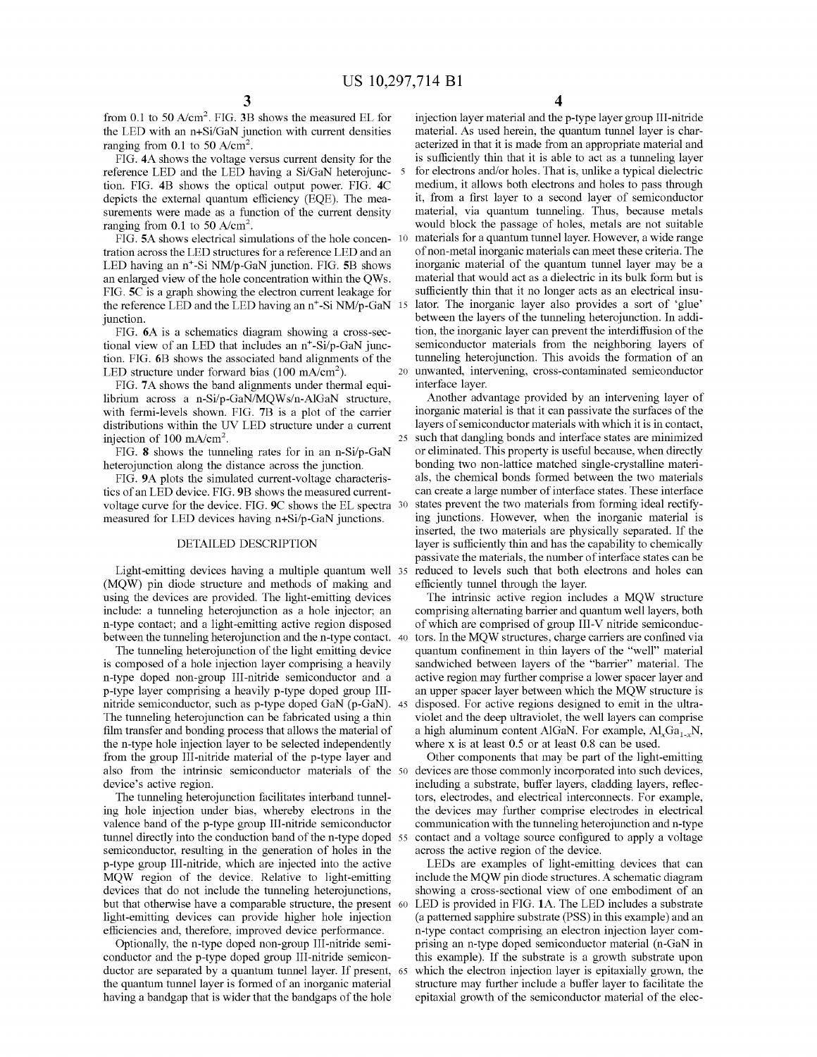from 0.1 to 50 A/cm$^2$. FIG. 3B shows the measured EL for the LED with an n+Si/GaN junction with current densities ranging from 0.1 to 50 A/cm$^2$.

FIG. 4A shows the voltage versus current density for the reference LED and the LED having a Si/GaN heterojunction. FIG. 4B shows the optical output power. FIG. 4C depicts the external quantum efficiency (EQE). The measurements were made as a function of the current density ranging from 0.1 to 50 A/cm$^2$.

FIG. 5A shows electrical simulations of the hole concentration across the LED structures for a reference LED and an LED having an n$^+$-Si NM/p-GaN junction. FIG. 5B shows an enlarged view of the hole concentration within the QWs. FIG. 5C is a graph showing the electron current leakage for the reference LED and the LED having an n$^+$-Si NM/p-GaN junction.

FIG. 6A is a schematics diagram showing a cross-sectional view of an LED that includes an n$^+$-Si/p-GaN junction. FIG. 6B shows the associated band alignments of the LED structure under forward bias (100 mA/cm$^2$).

FIG. 7A shows the band alignments under thermal equilibrium across a n-Si/p-GaN/MQWs/n-AlGaN structure, with fermi-levels shown. FIG. 7B is a plot of the carrier distributions within the UV LED structure under a current injection of 100 mA/cm$^2$.

FIG. 8 shows the tunneling rates for in an n-Si/p-GaN heterojunction along the distance across the junction.

FIG. 9A plots the simulated current-voltage characteristics of an LED device. FIG. 9B shows the measured current-voltage curve for the device. FIG. 9C shows the EL spectra measured for LED devices having n+Si/p-GaN junctions.

## DETAILED DESCRIPTION

Light-emitting devices having a multiple quantum well (MQW) pin diode structure and methods of making and using the devices are provided. The light-emitting devices include: a tunneling heterojunction as a hole injector; an n-type contact; and a light-emitting active region disposed between the tunneling heterojunction and the n-type contact.

The tunneling heterojunction of the light emitting device is composed of a hole injection layer comprising a heavily n-type doped non-group III-nitride semiconductor and a p-type layer comprising a heavily p-type doped group III-nitride semiconductor, such as p-type doped GaN (p-GaN). The tunneling heterojunction can be fabricated using a thin film transfer and bonding process that allows the material of the n-type hole injection layer to be selected independently from the group III-nitride material of the p-type layer and also from the intrinsic semiconductor materials of the device's active region.

The tunneling heterojunction facilitates interband tunneling hole injection under bias, whereby electrons in the valence band of the p-type group III-nitride semiconductor tunnel directly into the conduction band of the n-type doped semiconductor, resulting in the generation of holes in the p-type group III-nitride, which are injected into the active MQW region of the device. Relative to light-emitting devices that do not include the tunneling heterojunctions, but that otherwise have a comparable structure, the present light-emitting devices can provide higher hole injection efficiencies and, therefore, improved device performance.

Optionally, the n-type doped non-group III-nitride semiconductor and the p-type doped group III-nitride semiconductor are separated by a quantum tunnel layer. If present, the quantum tunnel layer is formed of an inorganic material having a bandgap that is wider that the bandgaps of the hole injection layer material and the p-type layer group III-nitride material. As used herein, the quantum tunnel layer is characterized in that it is made from an appropriate material and is sufficiently thin that it is able to act as a tunneling layer for electrons and/or holes. That is, unlike a typical dielectric medium, it allows both electrons and holes to pass through it, from a first layer to a second layer of semiconductor material, via quantum tunneling. Thus, because metals would block the passage of holes, metals are not suitable materials for a quantum tunnel layer. However, a wide range of non-metal inorganic materials can meet these criteria. The inorganic material of the quantum tunnel layer may be a material that would act as a dielectric in its bulk form but is sufficiently thin that it no longer acts as an electrical insulator. The inorganic layer also provides a sort of 'glue' between the layers of the tunneling heterojunction. In addition, the inorganic layer can prevent the interdiffusion of the semiconductor materials from the neighboring layers of tunneling heterojunction. This avoids the formation of an unwanted, intervening, cross-contaminated semiconductor interface layer.

Another advantage provided by an intervening layer of inorganic material is that it can passivate the surfaces of the layers of semiconductor materials with which it is in contact, such that dangling bonds and interface states are minimized or eliminated. This property is useful because, when directly bonding two non-lattice matched single-crystalline materials, the chemical bonds formed between the two materials can create a large number of interface states. These interface states prevent the two materials from forming ideal rectifying junctions. However, when the inorganic material is inserted, the two materials are physically separated. If the layer is sufficiently thin and has the capability to chemically passivate the materials, the number of interface states can be reduced to levels such that both electrons and holes can efficiently tunnel through the layer.

The intrinsic active region includes a MQW structure comprising alternating barrier and quantum well layers, both of which are comprised of group III-V nitride semiconductors. In the MQW structures, charge carriers are confined via quantum confinement in thin layers of the "well" material sandwiched between layers of the "barrier" material. The active region may further comprise a lower spacer layer and an upper spacer layer between which the MQW structure is disposed. For active regions designed to emit in the ultraviolet and the deep ultraviolet, the well layers can comprise a high aluminum content AlGaN. For example, $Al_xGa_{1-x}N$, where x is at least 0.5 or at least 0.8 can be used.

Other components that may be part of the light-emitting devices are those commonly incorporated into such devices, including a substrate, buffer layers, cladding layers, reflectors, electrodes, and electrical interconnects. For example, the devices may further comprise electrodes in electrical communication with the tunneling heterojunction and n-type contact and a voltage source configured to apply a voltage across the active region of the device.

LEDs are examples of light-emitting devices that can include the MQW pin diode structures. A schematic diagram showing a cross-sectional view of one embodiment of an LED is provided in FIG. 1A. The LED includes a substrate (a patterned sapphire substrate (PSS) in this example) and an n-type contact comprising an electron injection layer comprising an n-type doped semiconductor material (n-GaN in this example). If the substrate is a growth substrate upon which the electron injection layer is epitaxially grown, the structure may further include a buffer layer to facilitate the epitaxial growth of the semiconductor material of the elec-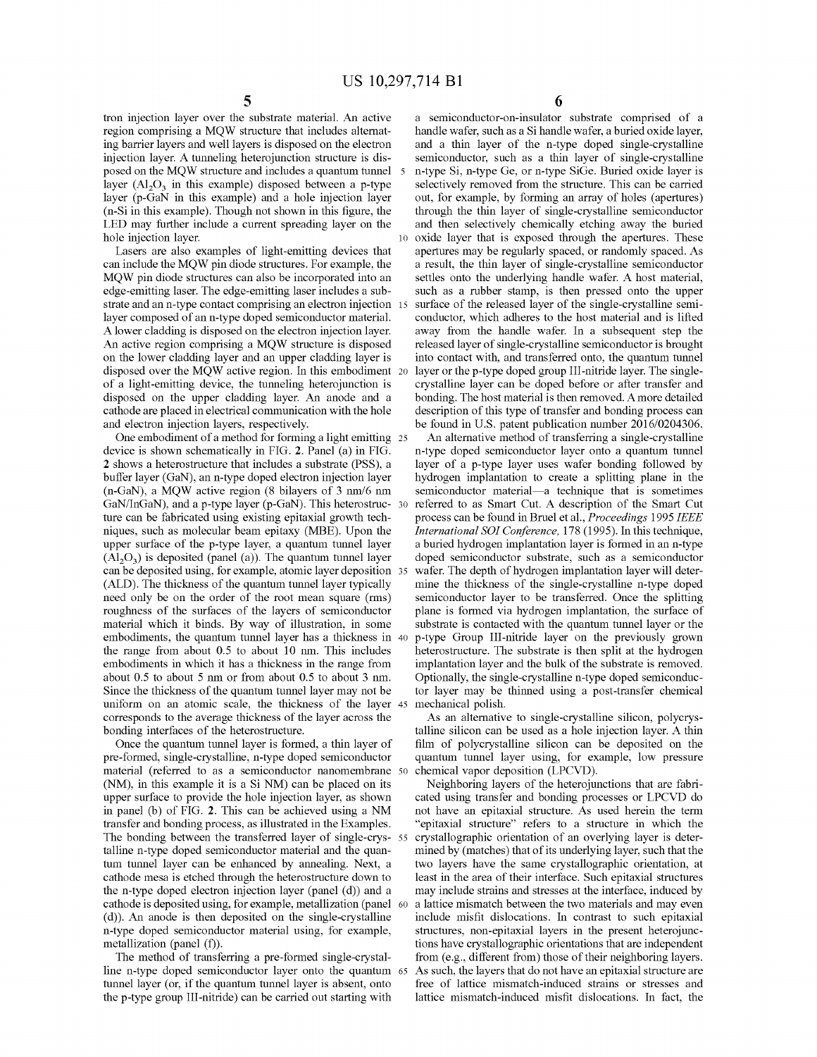tron injection layer over the substrate material. An active region comprising a MQW structure that includes alternating barrier layers and well layers is disposed on the electron injection layer. A tunneling heterojunction structure is disposed on the MQW structure and includes a quantum tunnel layer ($Al_2O_3$ in this example) disposed between a p-type layer (p-GaN in this example) and a hole injection layer (n-Si in this example). Though not shown in this figure, the LED may further include a current spreading layer on the hole injection layer.

Lasers are also examples of light-emitting devices that can include the MQW pin diode structures. For example, the MQW pin diode structures can also be incorporated into an edge-emitting laser. The edge-emitting laser includes a substrate and an n-type contact comprising an electron injection layer composed of an n-type doped semiconductor material. A lower cladding is disposed on the electron injection layer. An active region comprising a MQW structure is disposed on the lower cladding layer and an upper cladding layer is disposed over the MQW active region. In this embodiment of a light-emitting device, the tunneling heterojunction is disposed on the upper cladding layer. An anode and a cathode are placed in electrical communication with the hole and electron injection layers, respectively.

One embodiment of a method for forming a light emitting device is shown schematically in FIG. 2. Panel (a) in FIG. 2 shows a heterostructure that includes a substrate (PSS), a buffer layer (GaN), an n-type doped electron injection layer (n-GaN), a MQW active region (8 bilayers of 3 nm/6 nm GaN/InGaN), and a p-type layer (p-GaN). This heterostructure can be fabricated using existing epitaxial growth techniques, such as molecular beam epitaxy (MBE). Upon the upper surface of the p-type layer, a quantum tunnel layer ($Al_2O_3$) is deposited (panel (a)). The quantum tunnel layer can be deposited using, for example, atomic layer deposition (ALD). The thickness of the quantum tunnel layer typically need only be on the order of the root mean square (rms) roughness of the surfaces of the layers of semiconductor material which it binds. By way of illustration, in some embodiments, the quantum tunnel layer has a thickness in the range from about 0.5 to about 10 nm. This includes embodiments in which it has a thickness in the range from about 0.5 to about 5 nm or from about 0.5 to about 3 nm. Since the thickness of the quantum tunnel layer may not be uniform on an atomic scale, the thickness of the layer corresponds to the average thickness of the layer across the bonding interfaces of the heterostructure.

Once the quantum tunnel layer is formed, a thin layer of pre-formed, single-crystalline, n-type doped semiconductor material (referred to as a semiconductor nanomembrane (NM), in this example it is a Si NM) can be placed on its upper surface to provide the hole injection layer, as shown in panel (b) of FIG. 2. This can be achieved using a NM transfer and bonding process, as illustrated in the Examples. The bonding between the transferred layer of single-crystalline n-type doped semiconductor material and the quantum tunnel layer can be enhanced by annealing. Next, a cathode mesa is etched through the heterostructure down to the n-type doped electron injection layer (panel (d)) and a cathode is deposited using, for example, metallization (panel (d)). An anode is then deposited on the single-crystalline n-type doped semiconductor material using, for example, metallization (panel (f)).

The method of transferring a pre-formed single-crystalline n-type doped semiconductor layer onto the quantum tunnel layer (or, if the quantum tunnel layer is absent, onto the p-type group III-nitride) can be carried out starting with a semiconductor-on-insulator substrate comprised of a handle wafer, such as a Si handle wafer, a buried oxide layer, and a thin layer of the n-type doped single-crystalline semiconductor, such as a thin layer of single-crystalline n-type Si, n-type Ge, or n-type SiGe. Buried oxide layer is selectively removed from the structure. This can be carried out, for example, by forming an array of holes (apertures) through the thin layer of single-crystalline semiconductor and then selectively chemically etching away the buried oxide layer that is exposed through the apertures. These apertures may be regularly spaced, or randomly spaced. As a result, the thin layer of single-crystalline semiconductor settles onto the underlying handle wafer. A host material, such as a rubber stamp, is then pressed onto the upper surface of the released layer of the single-crystalline semiconductor, which adheres to the host material and is lifted away from the handle wafer. In a subsequent step the released layer of single-crystalline semiconductor is brought into contact with, and transferred onto, the quantum tunnel layer or the p-type doped group III-nitride layer. The single-crystalline layer can be doped before or after transfer and bonding. The host material is then removed. A more detailed description of this type of transfer and bonding process can be found in U.S. patent publication number 2016/0204306.

An alternative method of transferring a single-crystalline n-type doped semiconductor layer onto a quantum tunnel layer of a p-type layer uses wafer bonding followed by hydrogen implantation to create a splitting plane in the semiconductor material—a technique that is sometimes referred to as Smart Cut. A description of the Smart Cut process can be found in Bruel et al., *Proceedings* 1995 *IEEE International SOI Conference,* 178 (1995). In this technique, a buried hydrogen implantation layer is formed in an n-type doped semiconductor substrate, such as a semiconductor wafer. The depth of hydrogen implantation layer will determine the thickness of the single-crystalline n-type doped semiconductor layer to be transferred. Once the splitting plane is formed via hydrogen implantation, the surface of substrate is contacted with the quantum tunnel layer or the p-type Group III-nitride layer on the previously grown heterostructure. The substrate is then split at the hydrogen implantation layer and the bulk of the substrate is removed. Optionally, the single-crystalline n-type doped semiconductor layer may be thinned using a post-transfer chemical mechanical polish.

As an alternative to single-crystalline silicon, polycrystalline silicon can be used as a hole injection layer. A thin film of polycrystalline silicon can be deposited on the quantum tunnel layer using, for example, low pressure chemical vapor deposition (LPCVD).

Neighboring layers of the heterojunctions that are fabricated using transfer and bonding processes or LPCVD do not have an epitaxial structure. As used herein the term "epitaxial structure" refers to a structure in which the crystallographic orientation of an overlying layer is determined by (matches) that of its underlying layer, such that the two layers have the same crystallographic orientation, at least in the area of their interface. Such epitaxial structures may include strains and stresses at the interface, induced by a lattice mismatch between the two materials and may even include misfit dislocations. In contrast to such epitaxial structures, non-epitaxial layers in the present heterojunctions have crystallographic orientations that are independent from (e.g., different from) those of their neighboring layers. As such, the layers that do not have an epitaxial structure are free of lattice mismatch-induced strains or stresses and lattice mismatch-induced misfit dislocations. In fact, the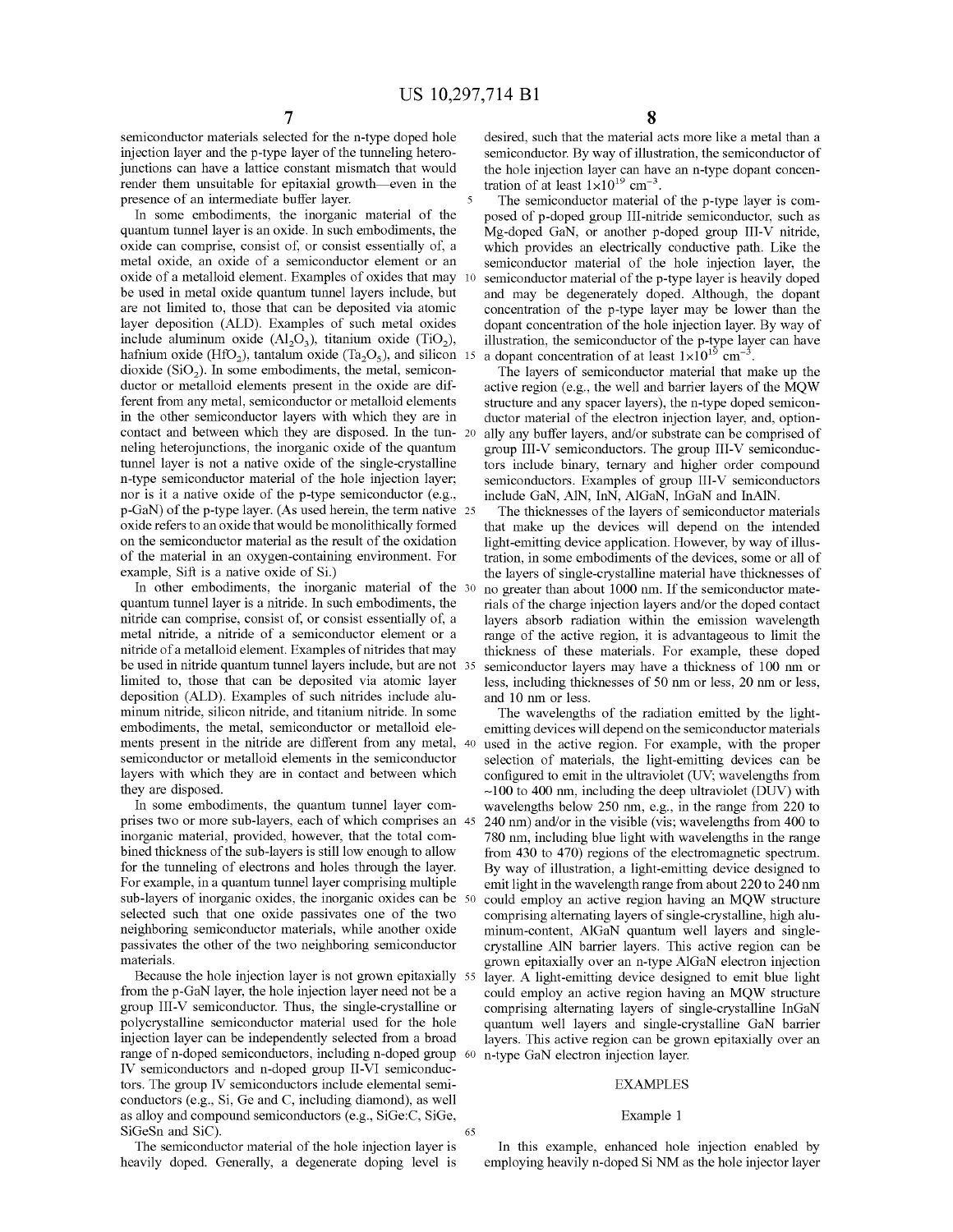semiconductor materials selected for the n-type doped hole injection layer and the p-type layer of the tunneling heterojunctions can have a lattice constant mismatch that would render them unsuitable for epitaxial growth—even in the presence of an intermediate buffer layer.

In some embodiments, the inorganic material of the quantum tunnel layer is an oxide. In such embodiments, the oxide can comprise, consist of, or consist essentially of, a metal oxide, an oxide of a semiconductor element or an oxide of a metalloid element. Examples of oxides that may be used in metal oxide quantum tunnel layers include, but are not limited to, those that can be deposited via atomic layer deposition (ALD). Examples of such metal oxides include aluminum oxide ($Al_2O_3$), titanium oxide ($TiO_2$), hafnium oxide ($HfO_2$), tantalum oxide ($Ta_2O_5$), and silicon dioxide ($SiO_2$). In some embodiments, the metal, semiconductor or metalloid elements present in the oxide are different from any metal, semiconductor or metalloid elements in the other semiconductor layers with which they are in contact and between which they are disposed. In the tunneling heterojunctions, the inorganic oxide of the quantum tunnel layer is not a native oxide of the single-crystalline n-type semiconductor material of the hole injection layer; nor is it a native oxide of the p-type semiconductor (e.g., p-GaN) of the p-type layer. (As used herein, the term native oxide refers to an oxide that would be monolithically formed on the semiconductor material as the result of the oxidation of the material in an oxygen-containing environment. For example, Sift is a native oxide of Si.)

In other embodiments, the inorganic material of the quantum tunnel layer is a nitride. In such embodiments, the nitride can comprise, consist of, or consist essentially of, a metal nitride, a nitride of a semiconductor element or a nitride of a metalloid element. Examples of nitrides that may be used in nitride quantum tunnel layers include, but are not limited to, those that can be deposited via atomic layer deposition (ALD). Examples of such nitrides include aluminum nitride, silicon nitride, and titanium nitride. In some embodiments, the metal, semiconductor or metalloid elements present in the nitride are different from any metal, semiconductor or metalloid elements in the semiconductor layers with which they are in contact and between which they are disposed.

In some embodiments, the quantum tunnel layer comprises two or more sub-layers, each of which comprises an inorganic material, provided, however, that the total combined thickness of the sub-layers is still low enough to allow for the tunneling of electrons and holes through the layer. For example, in a quantum tunnel layer comprising multiple sub-layers of inorganic oxides, the inorganic oxides can be selected such that one oxide passivates one of the two neighboring semiconductor materials, while another oxide passivates the other of the two neighboring semiconductor materials.

Because the hole injection layer is not grown epitaxially from the p-GaN layer, the hole injection layer need not be a group III-V semiconductor. Thus, the single-crystalline or polycrystalline semiconductor material used for the hole injection layer can be independently selected from a broad range of n-doped semiconductors, including n-doped group IV semiconductors and n-doped group II-VI semiconductors. The group IV semiconductors include elemental semiconductors (e.g., Si, Ge and C, including diamond), as well as alloy and compound semiconductors (e.g., SiGe:C, SiGe, SiGeSn and SiC).

The semiconductor material of the hole injection layer is heavily doped. Generally, a degenerate doping level is desired, such that the material acts more like a metal than a semiconductor. By way of illustration, the semiconductor of the hole injection layer can have an n-type dopant concentration of at least $1\times10^{19}$ $cm^{-3}$.

The semiconductor material of the p-type layer is composed of p-doped group III-nitride semiconductor, such as Mg-doped GaN, or another p-doped group III-V nitride, which provides an electrically conductive path. Like the semiconductor material of the hole injection layer, the semiconductor material of the p-type layer is heavily doped and may be degenerately doped. Although, the dopant concentration of the p-type layer may be lower than the dopant concentration of the hole injection layer. By way of illustration, the semiconductor of the p-type layer can have a dopant concentration of at least $1\times10^{19}$ $cm^{-3}$.

The layers of semiconductor material that make up the active region (e.g., the well and barrier layers of the MQW structure and any spacer layers), the n-type doped semiconductor material of the electron injection layer, and, optionally any buffer layers, and/or substrate can be comprised of group III-V semiconductors. The group III-V semiconductors include binary, ternary and higher order compound semiconductors. Examples of group III-V semiconductors include GaN, AlN, InN, AlGaN, InGaN and InAlN.

The thicknesses of the layers of semiconductor materials that make up the devices will depend on the intended light-emitting device application. However, by way of illustration, in some embodiments of the devices, some or all of the layers of single-crystalline material have thicknesses of no greater than about 1000 nm. If the semiconductor materials of the charge injection layers and/or the doped contact layers absorb radiation within the emission wavelength range of the active region, it is advantageous to limit the thickness of these materials. For example, these doped semiconductor layers may have a thickness of 100 nm or less, including thicknesses of 50 nm or less, 20 nm or less, and 10 nm or less.

The wavelengths of the radiation emitted by the light-emitting devices will depend on the semiconductor materials used in the active region. For example, with the proper selection of materials, the light-emitting devices can be configured to emit in the ultraviolet (UV; wavelengths from ~100 to 400 nm, including the deep ultraviolet (DUV) with wavelengths below 250 nm, e.g., in the range from 220 to 240 nm) and/or in the visible (vis; wavelengths from 400 to 780 nm, including blue light with wavelengths in the range from 430 to 470) regions of the electromagnetic spectrum. By way of illustration, a light-emitting device designed to emit light in the wavelength range from about 220 to 240 nm could employ an active region having an MQW structure comprising alternating layers of single-crystalline, high aluminum-content, AlGaN quantum well layers and single-crystalline AlN barrier layers. This active region can be grown epitaxially over an n-type AlGaN electron injection layer. A light-emitting device designed to emit blue light could employ an active region having an MQW structure comprising alternating layers of single-crystalline InGaN quantum well layers and single-crystalline GaN barrier layers. This active region can be grown epitaxially over an n-type GaN electron injection layer.

## EXAMPLES

### Example 1

In this example, enhanced hole injection enabled by employing heavily n-doped Si NM as the hole injector layer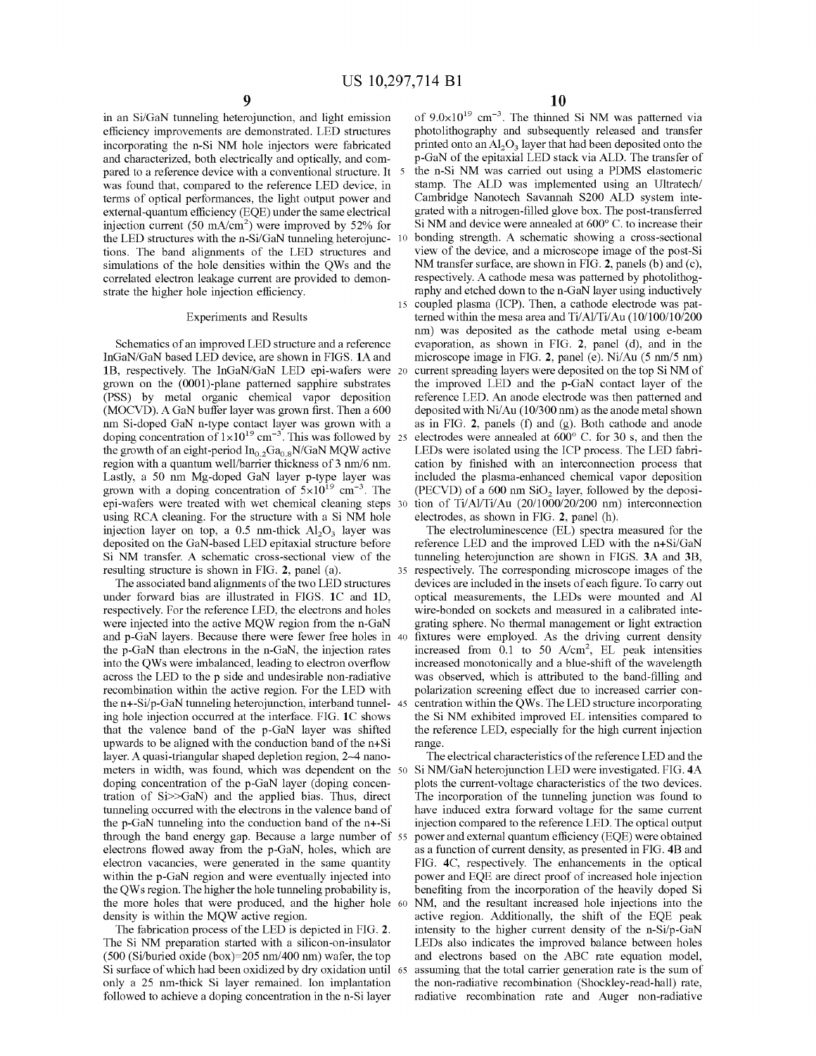in an Si/GaN tunneling heterojunction, and light emission efficiency improvements are demonstrated. LED structures incorporating the n-Si NM hole injectors were fabricated and characterized, both electrically and optically, and compared to a reference device with a conventional structure. It was found that, compared to the reference LED device, in terms of optical performances, the light output power and external-quantum efficiency (EQE) under the same electrical injection current (50 mA/cm$^2$) were improved by 52% for the LED structures with the n-Si/GaN tunneling heterojunctions. The band alignments of the LED structures and simulations of the hole densities within the QWs and the correlated electron leakage current are provided to demonstrate the higher hole injection efficiency.

## Experiments and Results

Schematics of an improved LED structure and a reference InGaN/GaN based LED device, are shown in FIGS. 1A and 1B, respectively. The InGaN/GaN LED epi-wafers were grown on the (0001)-plane patterned sapphire substrates (PSS) by metal organic chemical vapor deposition (MOCVD). A GaN buffer layer was grown first. Then a 600 nm Si-doped GaN n-type contact layer was grown with a doping concentration of $1\times10^{19}$ cm$^{-3}$. This was followed by the growth of an eight-period $In_{0.2}Ga_{0.8}N$/GaN MQW active region with a quantum well/barrier thickness of 3 nm/6 nm. Lastly, a 50 nm Mg-doped GaN layer p-type layer was grown with a doping concentration of $5\times10^{19}$ cm$^{-3}$. The epi-wafers were treated with wet chemical cleaning steps using RCA cleaning. For the structure with a Si NM hole injection layer on top, a 0.5 nm-thick $Al_2O_3$ layer was deposited on the GaN-based LED epitaxial structure before Si NM transfer. A schematic cross-sectional view of the resulting structure is shown in FIG. 2, panel (a).

The associated band alignments of the two LED structures under forward bias are illustrated in FIGS. 1C and 1D, respectively. For the reference LED, the electrons and holes were injected into the active MQW region from the n-GaN and p-GaN layers. Because there were fewer free holes in the p-GaN than electrons in the n-GaN, the injection rates into the QWs were imbalanced, leading to electron overflow across the LED to the p side and undesirable non-radiative recombination within the active region. For the LED with the n+-Si/p-GaN tunneling heterojunction, interband tunneling hole injection occurred at the interface. FIG. 1C shows that the valence band of the p-GaN layer was shifted upwards to be aligned with the conduction band of the n+Si layer. A quasi-triangular shaped depletion region, 2~4 nanometers in width, was found, which was dependent on the doping concentration of the p-GaN layer (doping concentration of Si>>GaN) and the applied bias. Thus, direct tunneling occurred with the electrons in the valence band of the p-GaN tunneling into the conduction band of the n+-Si through the band energy gap. Because a large number of electrons flowed away from the p-GaN, holes, which are electron vacancies, were generated in the same quantity within the p-GaN region and were eventually injected into the QWs region. The higher the hole tunneling probability is, the more holes that were produced, and the higher hole density is within the MQW active region.

The fabrication process of the LED is depicted in FIG. 2. The Si NM preparation started with a silicon-on-insulator (500 (Si/buried oxide (box)=205 nm/400 nm) wafer, the top Si surface of which had been oxidized by dry oxidation until only a 25 nm-thick Si layer remained. Ion implantation followed to achieve a doping concentration in the n-Si layer of $9.0\times10^{19}$ cm$^{-3}$. The thinned Si NM was patterned via photolithography and subsequently released and transfer printed onto an $Al_2O_3$ layer that had been deposited onto the p-GaN of the epitaxial LED stack via ALD. The transfer of the n-Si NM was carried out using a PDMS elastomeric stamp. The ALD was implemented using an Ultratech/Cambridge Nanotech Savannah S200 ALD system integrated with a nitrogen-filled glove box. The post-transferred Si NM and device were annealed at 600° C. to increase their bonding strength. A schematic showing a cross-sectional view of the device, and a microscope image of the post-Si NM transfer surface, are shown in FIG. 2, panels (b) and (c), respectively. A cathode mesa was patterned by photolithography and etched down to the n-GaN layer using inductively coupled plasma (ICP). Then, a cathode electrode was patterned within the mesa area and Ti/Al/Ti/Au (10/100/10/200 nm) was deposited as the cathode metal using e-beam evaporation, as shown in FIG. 2, panel (d), and in the microscope image in FIG. 2, panel (e). Ni/Au (5 nm/5 nm) current spreading layers were deposited on the top Si NM of the improved LED and the p-GaN contact layer of the reference LED. An anode electrode was then patterned and deposited with Ni/Au (10/300 nm) as the anode metal shown as in FIG. 2, panels (f) and (g). Both cathode and anode electrodes were annealed at 600° C. for 30 s, and then the LEDs were isolated using the ICP process. The LED fabrication by finished with an interconnection process that included the plasma-enhanced chemical vapor deposition (PECVD) of a 600 nm $SiO_2$ layer, followed by the deposition of Ti/Al/Ti/Au (20/1000/20/200 nm) interconnection electrodes, as shown in FIG. 2, panel (h).

The electroluminescence (EL) spectra measured for the reference LED and the improved LED with the n+Si/GaN tunneling heterojunction are shown in FIGS. 3A and 3B, respectively. The corresponding microscope images of the devices are included in the insets of each figure. To carry out optical measurements, the LEDs were mounted and Al wire-bonded on sockets and measured in a calibrated integrating sphere. No thermal management or light extraction fixtures were employed. As the driving current density increased from 0.1 to 50 A/cm$^2$, EL peak intensities increased monotonically and a blue-shift of the wavelength was observed, which is attributed to the band-filling and polarization screening effect due to increased carrier concentration within the QWs. The LED structure incorporating the Si NM exhibited improved EL intensities compared to the reference LED, especially for the high current injection range.

The electrical characteristics of the reference LED and the Si NM/GaN heterojunction LED were investigated. FIG. 4A plots the current-voltage characteristics of the two devices. The incorporation of the tunneling junction was found to have induced extra forward voltage for the same current injection compared to the reference LED. The optical output power and external quantum efficiency (EQE) were obtained as a function of current density, as presented in FIG. 4B and FIG. 4C, respectively. The enhancements in the optical power and EQE are direct proof of increased hole injection benefiting from the incorporation of the heavily doped Si NM, and the resultant increased hole injections into the active region. Additionally, the shift of the EQE peak intensity to the higher current density of the n-Si/p-GaN LEDs also indicates the improved balance between holes and electrons based on the ABC rate equation model, assuming that the total carrier generation rate is the sum of the non-radiative recombination (Shockley-read-hall) rate, radiative recombination rate and Auger non-radiative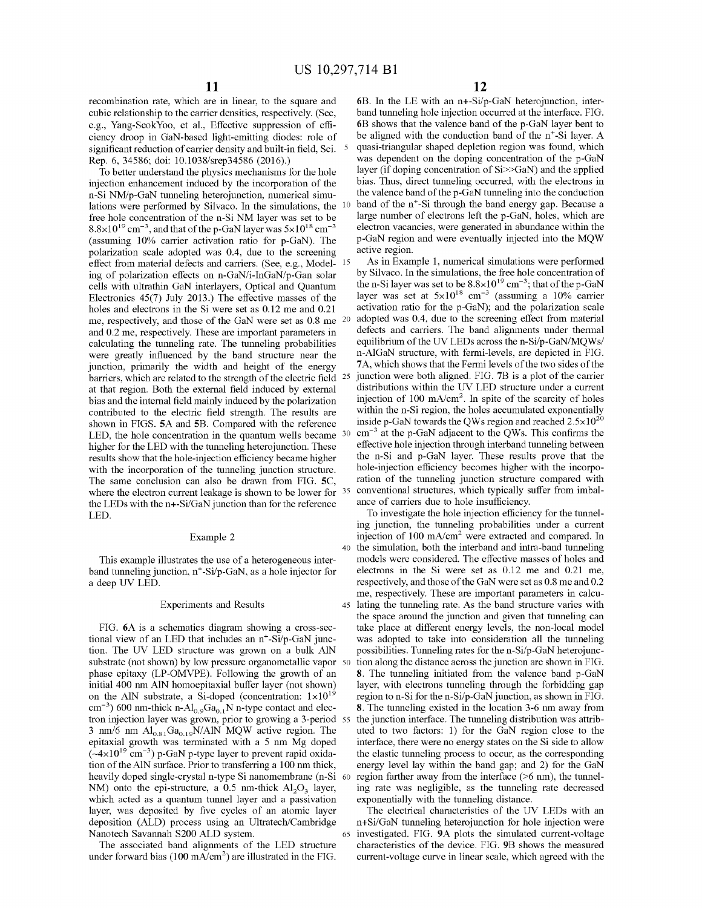recombination rate, which are in linear, to the square and cubic relationship to the carrier densities, respectively. (See, e.g., Yang-SeokYoo, et al., Effective suppression of efficiency droop in GaN-based light-emitting diodes: role of significant reduction of carrier density and built-in field, Sci. Rep. 6, 34586; doi: 10.1038/srep34586 (2016).)

To better understand the physics mechanisms for the hole injection enhancement induced by the incorporation of the n-Si NM/p-GaN tunneling heterojunction, numerical simulations were performed by Silvaco. In the simulations, the free hole concentration of the n-Si NM layer was set to be $8.8\times10^{19}$ cm$^{-3}$, and that of the p-GaN layer was $5\times10^{18}$ cm$^{-3}$ (assuming 10% carrier activation ratio for p-GaN). The polarization scale adopted was 0.4, due to the screening effect from material defects and carriers. (See, e.g., Modeling of polarization effects on n-GaN/i-InGaN/p-Gan solar cells with ultrathin GaN interlayers, Optical and Quantum Electronics 45(7) July 2013.) The effective masses of the holes and electrons in the Si were set as 0.12 me and 0.21 me, respectively, and those of the GaN were set as 0.8 me and 0.2 me, respectively. These are important parameters in calculating the tunneling rate. The tunneling probabilities were greatly influenced by the band structure near the junction, primarily the width and height of the energy barriers, which are related to the strength of the electric field at that region. Both the external field induced by external bias and the internal field mainly induced by the polarization contributed to the electric field strength. The results are shown in FIGS. 5A and 5B. Compared with the reference LED, the hole concentration in the quantum wells became higher for the LED with the tunneling heterojunction. These results show that the hole-injection efficiency became higher with the incorporation of the tunneling junction structure. The same conclusion can also be drawn from FIG. 5C, where the electron current leakage is shown to be lower for the LEDs with the n+-Si/GaN junction than for the reference LED.

## Example 2

This example illustrates the use of a heterogeneous interband tunneling junction, n$^+$-Si/p-GaN, as a hole injector for a deep UV LED.

### Experiments and Results

FIG. 6A is a schematics diagram showing a cross-sectional view of an LED that includes an n$^+$-Si/p-GaN junction. The UV LED structure was grown on a bulk AlN substrate (not shown) by low pressure organometallic vapor phase epitaxy (LP-OMVPE). Following the growth of an initial 400 nm AlN homoepitaxial buffer layer (not shown) on the AlN substrate, a Si-doped (concentration: $1\times10^{19}$ cm$^{-3}$) 600 nm-thick n-$Al_{0.9}Ga_{0.1}N$ n-type contact and electron injection layer was grown, prior to growing a 3-period 3 nm/6 nm $Al_{0.81}Ga_{0.19}N$/AlN MQW active region. The epitaxial growth was terminated with a 5 nm Mg doped (~$4\times10^{19}$ cm$^{-3}$) p-GaN p-type layer to prevent rapid oxidation of the AlN surface. Prior to transferring a 100 nm thick, heavily doped single-crystal n-type Si nanomembrane (n-Si NM) onto the epi-structure, a 0.5 nm-thick $Al_2O_3$ layer, which acted as a quantum tunnel layer and a passivation layer, was deposited by five cycles of an atomic layer deposition (ALD) process using an Ultratech/Cambridge Nanotech Savannah S200 ALD system.

The associated band alignments of the LED structure under forward bias (100 mA/cm$^2$) are illustrated in the FIG. 6B. In the LE with an n+-Si/p-GaN heterojunction, interband tunneling hole injection occurred at the interface. FIG. 6B shows that the valence band of the p-GaN layer bent to be aligned with the conduction band of the n$^+$-Si layer. A quasi-triangular shaped depletion region was found, which was dependent on the doping concentration of the p-GaN layer (if doping concentration of Si>>GaN) and the applied bias. Thus, direct tunneling occurred, with the electrons in the valence band of the p-GaN tunneling into the conduction band of the n$^+$-Si through the band energy gap. Because a large number of electrons left the p-GaN, holes, which are electron vacancies, were generated in abundance within the p-GaN region and were eventually injected into the MQW active region.

As in Example 1, numerical simulations were performed by Silvaco. In the simulations, the free hole concentration of the n-Si layer was set to be $8.8\times10^{19}$ cm$^{-3}$; that of the p-GaN layer was set at $5\times10^{18}$ cm$^{-3}$ (assuming a 10% carrier activation ratio for the p-GaN); and the polarization scale adopted was 0.4, due to the screening effect from material defects and carriers. The band alignments under thermal equilibrium of the UV LEDs across the n-Si/p-GaN/MQWs/n-AlGaN structure, with fermi-levels, are depicted in FIG. 7A, which shows that the Fermi levels of the two sides of the junction were both aligned. FIG. 7B is a plot of the carrier distributions within the UV LED structure under a current injection of 100 mA/cm$^2$. In spite of the scarcity of holes within the n-Si region, the holes accumulated exponentially inside p-GaN towards the QWs region and reached $2.5\times10^{20}$ cm$^{-3}$ at the p-GaN adjacent to the QWs. This confirms the effective hole injection through interband tunneling between the n-Si and p-GaN layer. These results prove that the hole-injection efficiency becomes higher with the incorporation of the tunneling junction structure compared with conventional structures, which typically suffer from imbalance of carriers due to hole insufficiency.

To investigate the hole injection efficiency for the tunneling junction, the tunneling probabilities under a current injection of 100 mA/cm$^2$ were extracted and compared. In the simulation, both the interband and intra-band tunneling models were considered. The effective masses of holes and electrons in the Si were set as 0.12 me and 0.21 me, respectively, and those of the GaN were set as 0.8 me and 0.2 me, respectively. These are important parameters in calculating the tunneling rate. As the band structure varies with the space around the junction and given that tunneling can take place at different energy levels, the non-local model was adopted to take into consideration all the tunneling possibilities. Tunneling rates for the n-Si/p-GaN heterojunction along the distance across the junction are shown in FIG. 8. The tunneling initiated from the valence band p-GaN layer, with electrons tunneling through the forbidding gap region to n-Si for the n-Si/p-GaN junction, as shown in FIG. 8. The tunneling existed in the location 3-6 nm away from the junction interface. The tunneling distribution was attributed to two factors: 1) for the GaN region close to the interface, there were no energy states on the Si side to allow the elastic tunneling process to occur, as the corresponding energy level lay within the band gap; and 2) for the GaN region farther away from the interface (>6 nm), the tunneling rate was negligible, as the tunneling rate decreased exponentially with the tunneling distance.

The electrical characteristics of the UV LEDs with an n+Si/GaN tunneling heterojunction for hole injection were investigated. FIG. 9A plots the simulated current-voltage characteristics of the device. FIG. 9B shows the measured current-voltage curve in linear scale, which agreed with the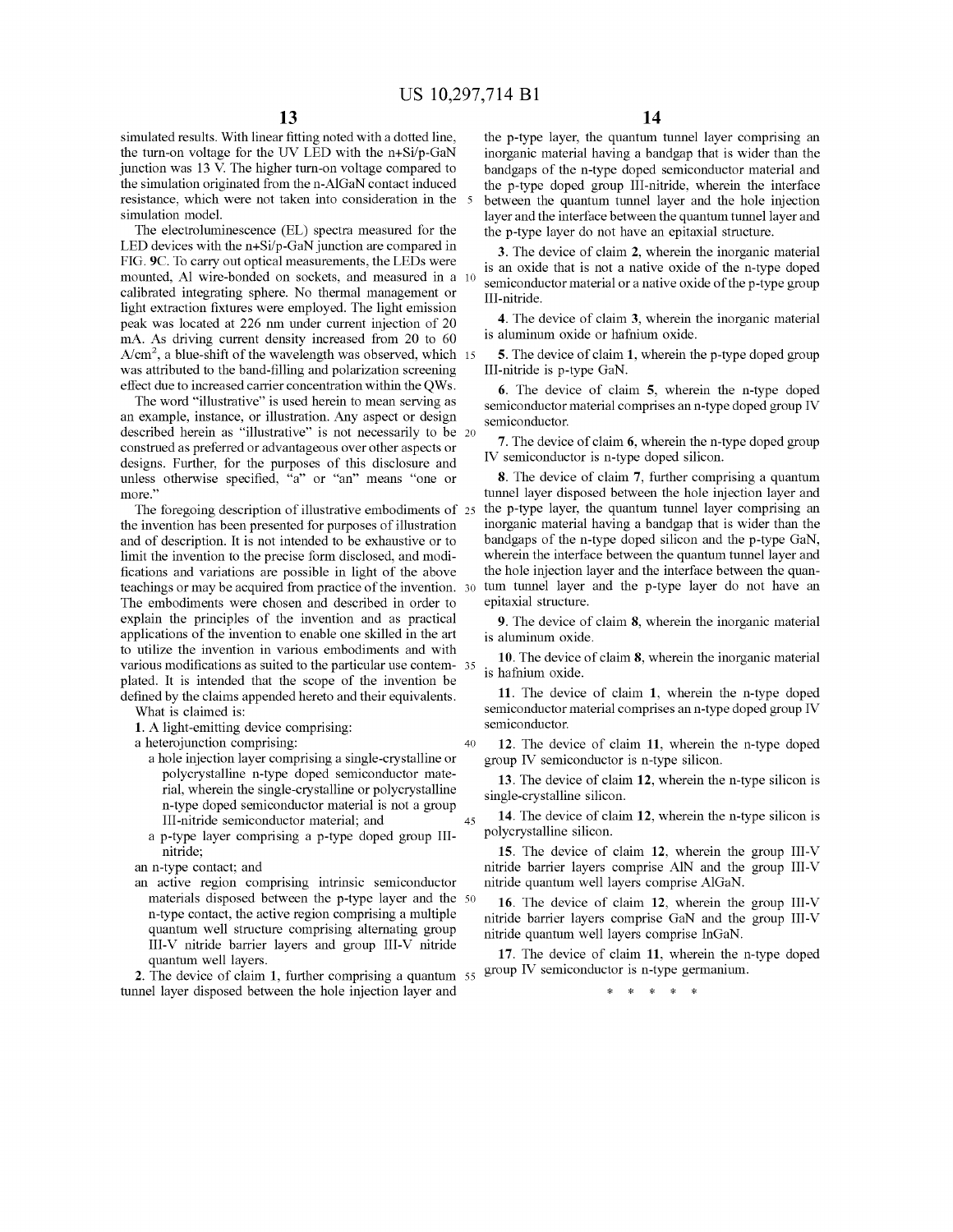simulated results. With linear fitting noted with a dotted line, the turn-on voltage for the UV LED with the n+Si/p-GaN junction was 13 V. The higher turn-on voltage compared to the simulation originated from the n-AlGaN contact induced resistance, which were not taken into consideration in the simulation model.

The electroluminescence (EL) spectra measured for the LED devices with the n+Si/p-GaN junction are compared in FIG. 9C. To carry out optical measurements, the LEDs were mounted, Al wire-bonded on sockets, and measured in a calibrated integrating sphere. No thermal management or light extraction fixtures were employed. The light emission peak was located at 226 nm under current injection of 20 mA. As driving current density increased from 20 to 60 $A/cm^2$, a blue-shift of the wavelength was observed, which was attributed to the band-filling and polarization screening effect due to increased carrier concentration within the QWs.

The word "illustrative" is used herein to mean serving as an example, instance, or illustration. Any aspect or design described herein as "illustrative" is not necessarily to be construed as preferred or advantageous over other aspects or designs. Further, for the purposes of this disclosure and unless otherwise specified, "a" or "an" means "one or more."

The foregoing description of illustrative embodiments of the invention has been presented for purposes of illustration and of description. It is not intended to be exhaustive or to limit the invention to the precise form disclosed, and modifications and variations are possible in light of the above teachings or may be acquired from practice of the invention. The embodiments were chosen and described in order to explain the principles of the invention and as practical applications of the invention to enable one skilled in the art to utilize the invention in various embodiments and with various modifications as suited to the particular use contemplated. It is intended that the scope of the invention be defined by the claims appended hereto and their equivalents.

What is claimed is:

1. A light-emitting device comprising:
 a heterojunction comprising:
  a hole injection layer comprising a single-crystalline or polycrystalline n-type doped semiconductor material, wherein the single-crystalline or polycrystalline n-type doped semiconductor material is not a group III-nitride semiconductor material; and
  a p-type layer comprising a p-type doped group III-nitride;
 an n-type contact; and
 an active region comprising intrinsic semiconductor materials disposed between the p-type layer and the n-type contact, the active region comprising a multiple quantum well structure comprising alternating group III-V nitride barrier layers and group III-V nitride quantum well layers.

2. The device of claim 1, further comprising a quantum tunnel layer disposed between the hole injection layer and the p-type layer, the quantum tunnel layer comprising an inorganic material having a bandgap that is wider than the bandgaps of the n-type doped semiconductor material and the p-type doped group III-nitride, wherein the interface between the quantum tunnel layer and the hole injection layer and the interface between the quantum tunnel layer and the p-type layer do not have an epitaxial structure.

3. The device of claim 2, wherein the inorganic material is an oxide that is not a native oxide of the n-type doped semiconductor material or a native oxide of the p-type group III-nitride.

4. The device of claim 3, wherein the inorganic material is aluminum oxide or hafnium oxide.

5. The device of claim 1, wherein the p-type doped group III-nitride is p-type GaN.

6. The device of claim 5, wherein the n-type doped semiconductor material comprises an n-type doped group IV semiconductor.

7. The device of claim 6, wherein the n-type doped group IV semiconductor is n-type doped silicon.

8. The device of claim 7, further comprising a quantum tunnel layer disposed between the hole injection layer and the p-type layer, the quantum tunnel layer comprising an inorganic material having a bandgap that is wider than the bandgaps of the n-type doped silicon and the p-type GaN, wherein the interface between the quantum tunnel layer and the hole injection layer and the interface between the quantum tunnel layer and the p-type layer do not have an epitaxial structure.

9. The device of claim 8, wherein the inorganic material is aluminum oxide.

10. The device of claim 8, wherein the inorganic material is hafnium oxide.

11. The device of claim 1, wherein the n-type doped semiconductor material comprises an n-type doped group IV semiconductor.

12. The device of claim 11, wherein the n-type doped group IV semiconductor is n-type silicon.

13. The device of claim 12, wherein the n-type silicon is single-crystalline silicon.

14. The device of claim 12, wherein the n-type silicon is polycrystalline silicon.

15. The device of claim 12, wherein the group III-V nitride barrier layers comprise AlN and the group III-V nitride quantum well layers comprise AlGaN.

16. The device of claim 12, wherein the group III-V nitride barrier layers comprise GaN and the group III-V nitride quantum well layers comprise InGaN.

17. The device of claim 11, wherein the n-type doped group IV semiconductor is n-type germanium.

* * * * *